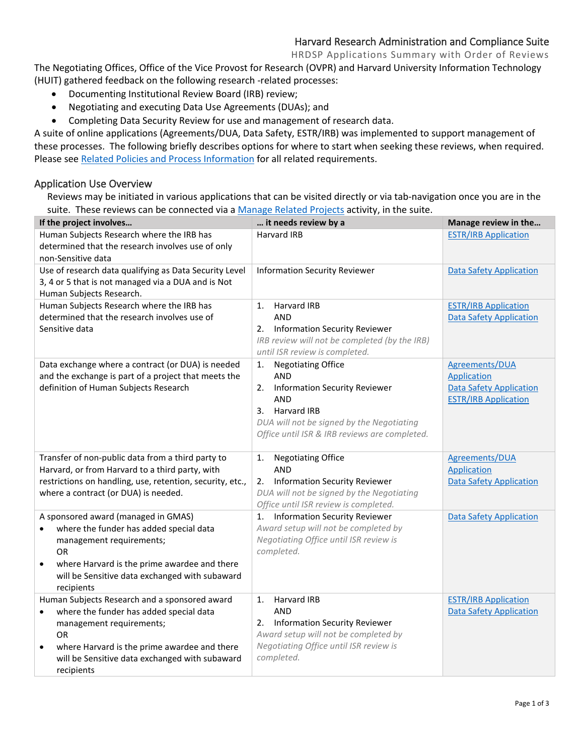# Harvard Research Administration and Compliance Suite

HRDSP Applications Summary with Order of Reviews

The Negotiating Offices, Office of the Vice Provost for Research (OVPR) and Harvard University Information Technology (HUIT) gathered feedback on the following research -related processes:

- Documenting Institutional Review Board (IRB) review;
- Negotiating and executing Data Use Agreements (DUAs); and
- Completing Data Security Review for use and management of research data.

A suite of online applications (Agreements/DUA, Data Safety, ESTR/IRB) was implemented to support management of these processes. The following briefly describes options for where to start when seeking these reviews, when required. Please see Related Policies and Process Information for all related requirements.

## Application Use Overview

Reviews may be initiated in various applications that can be visited directly or via tab-navigation once you are in the suite. These reviews can be connected via a Manage Related Projects activity, in the suite.

| If the project involves… | … it needs review by a | Manage review in the… |
|---|---|---|
| Human Subjects Research where the IRB has determined that the research involves use of only non-Sensitive data | Harvard IRB | ESTR/IRB Application |
| Use of research data qualifying as Data Security Level 3, 4 or 5 that is not managed via a DUA and is Not Human Subjects Research. | Information Security Reviewer | Data Safety Application |
| Human Subjects Research where the IRB has determined that the research involves use of Sensitive data | 1. Harvard IRB<br>AND<br>2. Information Security Reviewer<br>*IRB review will not be completed (by the IRB) until ISR review is completed.* | ESTR/IRB Application<br>Data Safety Application |
| Data exchange where a contract (or DUA) is needed and the exchange is part of a project that meets the definition of Human Subjects Research | 1. Negotiating Office<br>AND<br>2. Information Security Reviewer<br>AND<br>3. Harvard IRB<br>*DUA will not be signed by the Negotiating Office until ISR & IRB reviews are completed.* | Agreements/DUA Application<br>Data Safety Application<br>ESTR/IRB Application |
| Transfer of non-public data from a third party to Harvard, or from Harvard to a third party, with restrictions on handling, use, retention, security, etc., where a contract (or DUA) is needed. | 1. Negotiating Office<br>AND<br>2. Information Security Reviewer<br>*DUA will not be signed by the Negotiating Office until ISR review is completed.* | Agreements/DUA Application<br>Data Safety Application |
| A sponsored award (managed in GMAS)<br>• where the funder has added special data management requirements;<br>OR<br>• where Harvard is the prime awardee and there will be Sensitive data exchanged with subaward recipients | 1. Information Security Reviewer<br>*Award setup will not be completed by Negotiating Office until ISR review is completed.* | Data Safety Application |
| Human Subjects Research and a sponsored award<br>• where the funder has added special data management requirements;<br>OR<br>• where Harvard is the prime awardee and there will be Sensitive data exchanged with subaward recipients | 1. Harvard IRB<br>AND<br>2. Information Security Reviewer<br>*Award setup will not be completed by Negotiating Office until ISR review is completed.* | ESTR/IRB Application<br>Data Safety Application |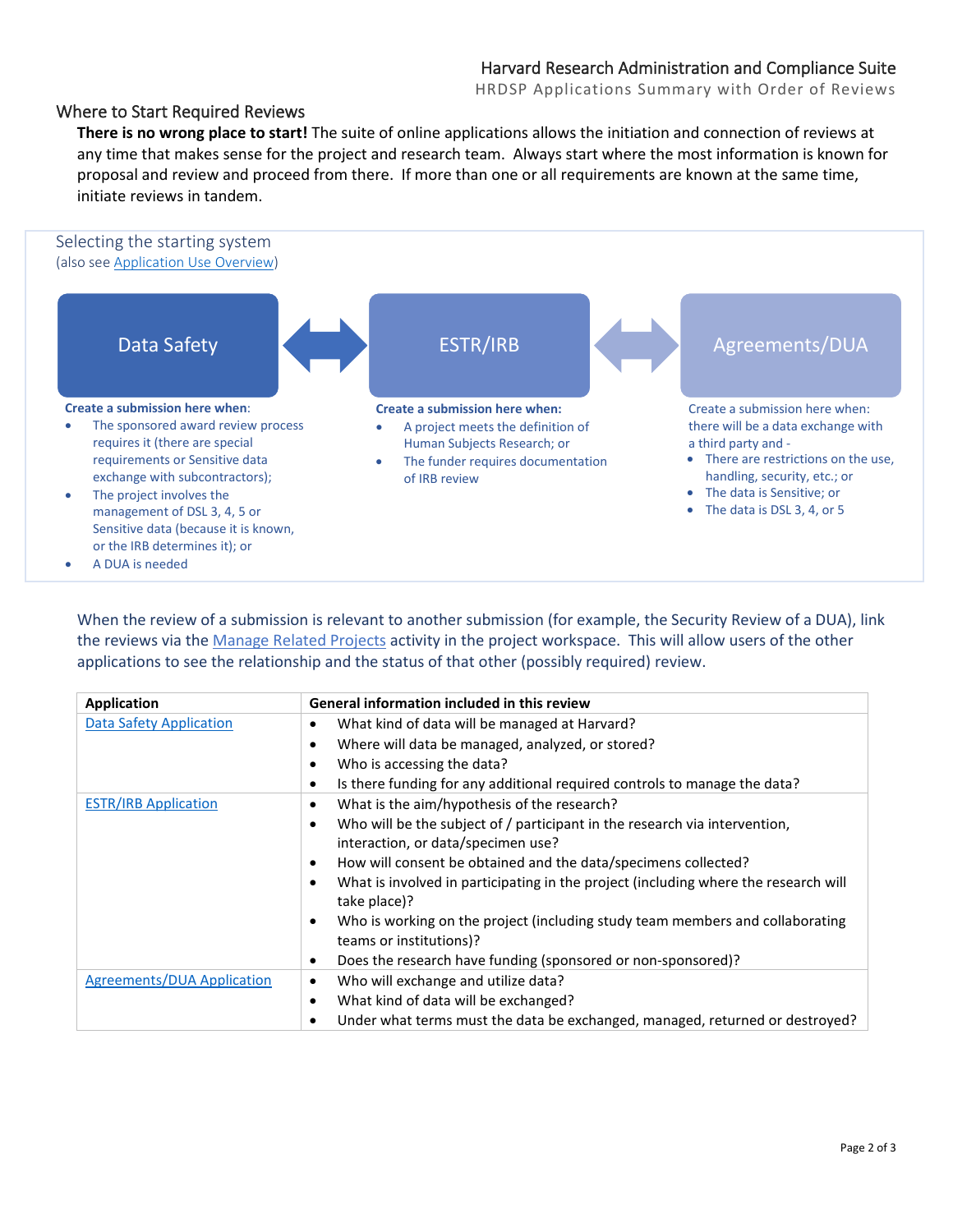## Where to Start Required Reviews

**There is no wrong place to start!** The suite of online applications allows the initiation and connection of reviews at any time that makes sense for the project and research team. Always start where the most information is known for proposal and review and proceed from there. If more than one or all requirements are known at the same time, initiate reviews in tandem.

### Selecting the starting system

(also see Application Use Overview)

**Data Safety** ⟷ **ESTR/IRB** ⟷ **Agreements/DUA**

**Data Safety**

**Create a submission here when:**

- The sponsored award review process requires it (there are special requirements or Sensitive data exchange with subcontractors);
- The project involves the management of DSL 3, 4, 5 or Sensitive data (because it is known, or the IRB determines it); or
- A DUA is needed

**ESTR/IRB**

**Create a submission here when:**

- A project meets the definition of Human Subjects Research; or
- The funder requires documentation of IRB review

**Agreements/DUA**

Create a submission here when: there will be a data exchange with a third party and -

- There are restrictions on the use, handling, security, etc.; or
- The data is Sensitive; or
- The data is DSL 3, 4, or 5

When the review of a submission is relevant to another submission (for example, the Security Review of a DUA), link the reviews via the Manage Related Projects activity in the project workspace. This will allow users of the other applications to see the relationship and the status of that other (possibly required) review.

| Application | General information included in this review |
|---|---|
| Data Safety Application | • What kind of data will be managed at Harvard?<br>• Where will data be managed, analyzed, or stored?<br>• Who is accessing the data?<br>• Is there funding for any additional required controls to manage the data? |
| ESTR/IRB Application | • What is the aim/hypothesis of the research?<br>• Who will be the subject of / participant in the research via intervention, interaction, or data/specimen use?<br>• How will consent be obtained and the data/specimens collected?<br>• What is involved in participating in the project (including where the research will take place)?<br>• Who is working on the project (including study team members and collaborating teams or institutions)?<br>• Does the research have funding (sponsored or non-sponsored)? |
| Agreements/DUA Application | • Who will exchange and utilize data?<br>• What kind of data will be exchanged?<br>• Under what terms must the data be exchanged, managed, returned or destroyed? |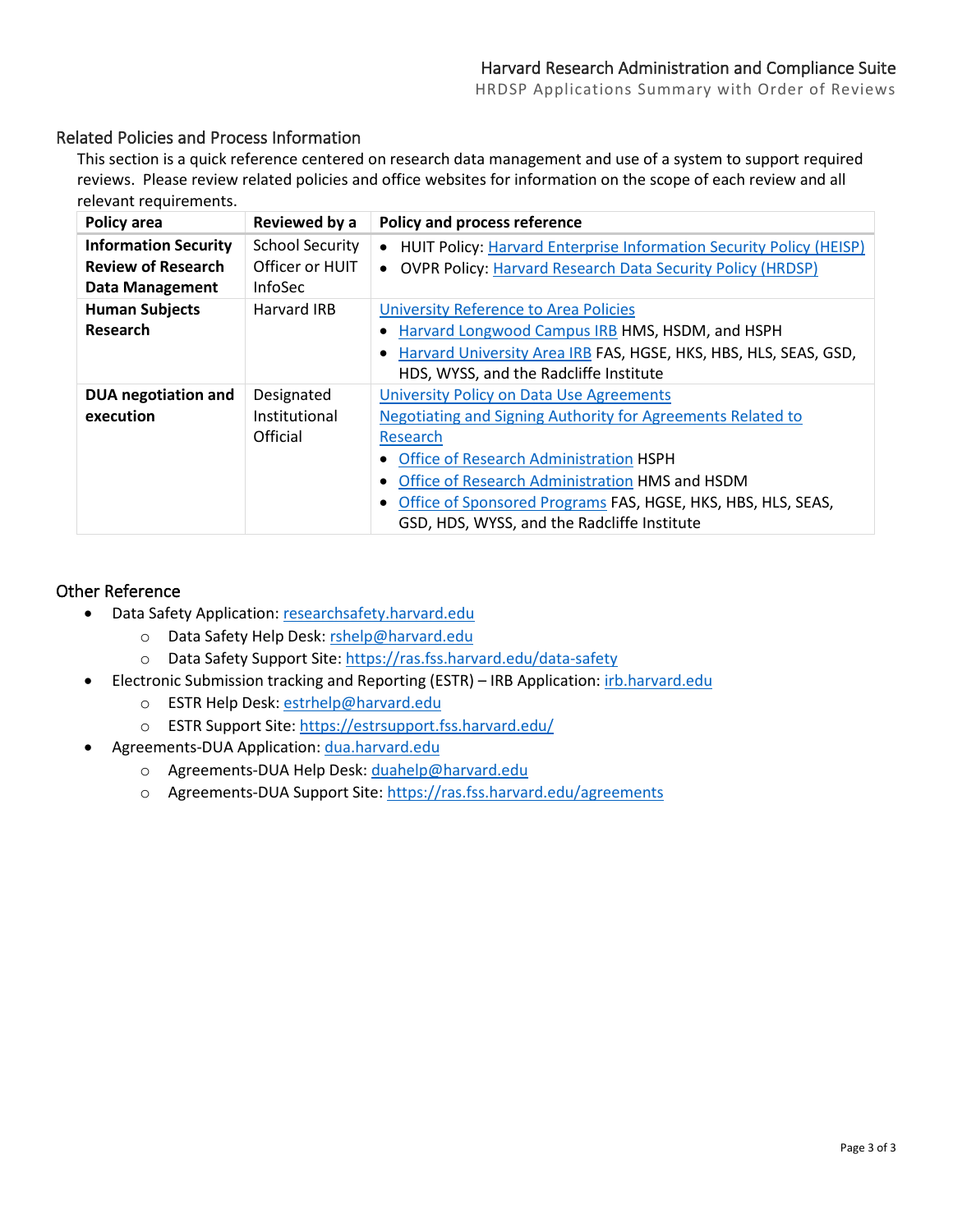## Related Policies and Process Information

This section is a quick reference centered on research data management and use of a system to support required reviews. Please review related policies and office websites for information on the scope of each review and all relevant requirements.

| Policy area | Reviewed by a | Policy and process reference |
|---|---|---|
| **Information Security Review of Research Data Management** | School Security Officer or HUIT InfoSec | • HUIT Policy: Harvard Enterprise Information Security Policy (HEISP)<br>• OVPR Policy: Harvard Research Data Security Policy (HRDSP) |
| **Human Subjects Research** | Harvard IRB | University Reference to Area Policies<br>• Harvard Longwood Campus IRB HMS, HSDM, and HSPH<br>• Harvard University Area IRB FAS, HGSE, HKS, HBS, HLS, SEAS, GSD, HDS, WYSS, and the Radcliffe Institute |
| **DUA negotiation and execution** | Designated Institutional Official | University Policy on Data Use Agreements<br>Negotiating and Signing Authority for Agreements Related to Research<br>• Office of Research Administration HSPH<br>• Office of Research Administration HMS and HSDM<br>• Office of Sponsored Programs FAS, HGSE, HKS, HBS, HLS, SEAS, GSD, HDS, WYSS, and the Radcliffe Institute |

## Other Reference

- Data Safety Application: researchsafety.harvard.edu
  - Data Safety Help Desk: rshelp@harvard.edu
  - Data Safety Support Site: https://ras.fss.harvard.edu/data-safety
- Electronic Submission tracking and Reporting (ESTR) – IRB Application: irb.harvard.edu
  - ESTR Help Desk: estrhelp@harvard.edu
  - ESTR Support Site: https://estrsupport.fss.harvard.edu/
- Agreements-DUA Application: dua.harvard.edu
  - Agreements-DUA Help Desk: duahelp@harvard.edu
  - Agreements-DUA Support Site: https://ras.fss.harvard.edu/agreements